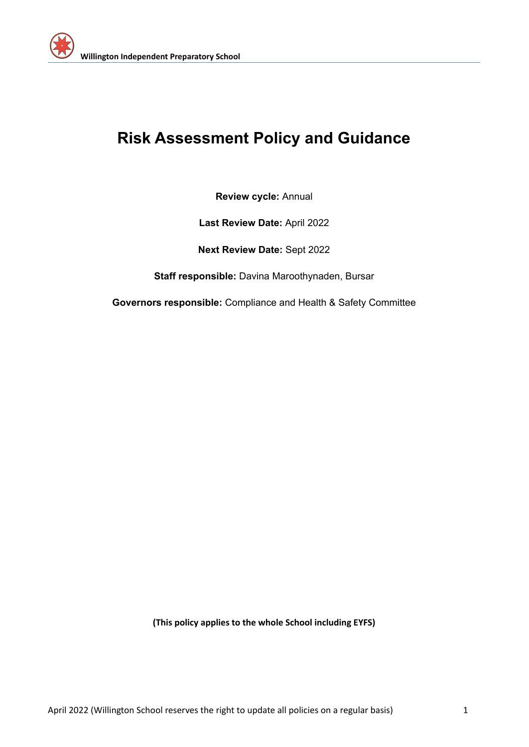# Risk Assessment Policy and Guidance

**Review cycle:** Annual

**Last Review Date:** April 2022

**Next Review Date:** Sept 2022

**Staff responsible:** Davina Maroothynaden, Bursar

**Governors responsible:** Compliance and Health & Safety Committee

**(This policy applies to the whole School including EYFS)**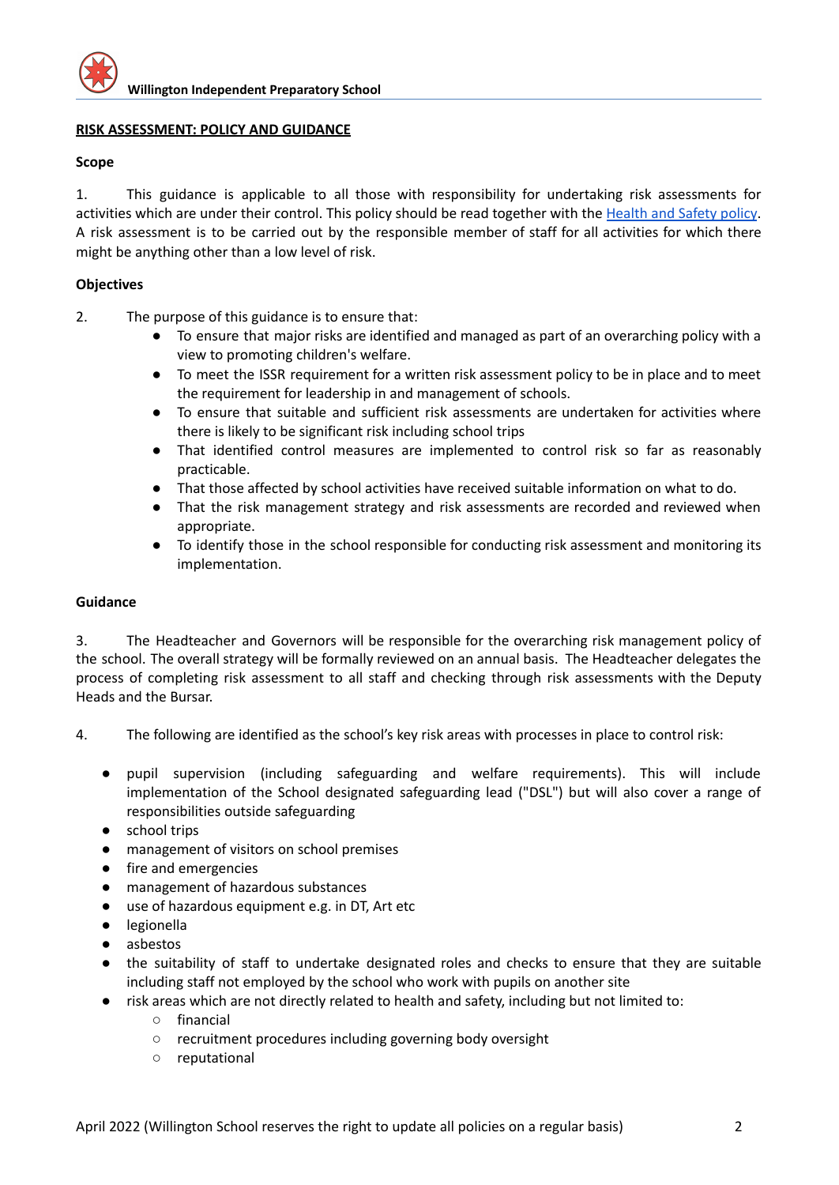**RISK ASSESSMENT: POLICY AND GUIDANCE**

**Scope**

1. This guidance is applicable to all those with responsibility for undertaking risk assessments for activities which are under their control. This policy should be read together with the Health and Safety policy. A risk assessment is to be carried out by the responsible member of staff for all activities for which there might be anything other than a low level of risk.

**Objectives**

2. The purpose of this guidance is to ensure that:
   - To ensure that major risks are identified and managed as part of an overarching policy with a view to promoting children's welfare.
   - To meet the ISSR requirement for a written risk assessment policy to be in place and to meet the requirement for leadership in and management of schools.
   - To ensure that suitable and sufficient risk assessments are undertaken for activities where there is likely to be significant risk including school trips
   - That identified control measures are implemented to control risk so far as reasonably practicable.
   - That those affected by school activities have received suitable information on what to do.
   - That the risk management strategy and risk assessments are recorded and reviewed when appropriate.
   - To identify those in the school responsible for conducting risk assessment and monitoring its implementation.

**Guidance**

3. The Headteacher and Governors will be responsible for the overarching risk management policy of the school. The overall strategy will be formally reviewed on an annual basis. The Headteacher delegates the process of completing risk assessment to all staff and checking through risk assessments with the Deputy Heads and the Bursar.

4. The following are identified as the school's key risk areas with processes in place to control risk:

- pupil supervision (including safeguarding and welfare requirements). This will include implementation of the School designated safeguarding lead ("DSL") but will also cover a range of responsibilities outside safeguarding
- school trips
- management of visitors on school premises
- fire and emergencies
- management of hazardous substances
- use of hazardous equipment e.g. in DT, Art etc
- legionella
- asbestos
- the suitability of staff to undertake designated roles and checks to ensure that they are suitable including staff not employed by the school who work with pupils on another site
- risk areas which are not directly related to health and safety, including but not limited to:
  - financial
  - recruitment procedures including governing body oversight
  - reputational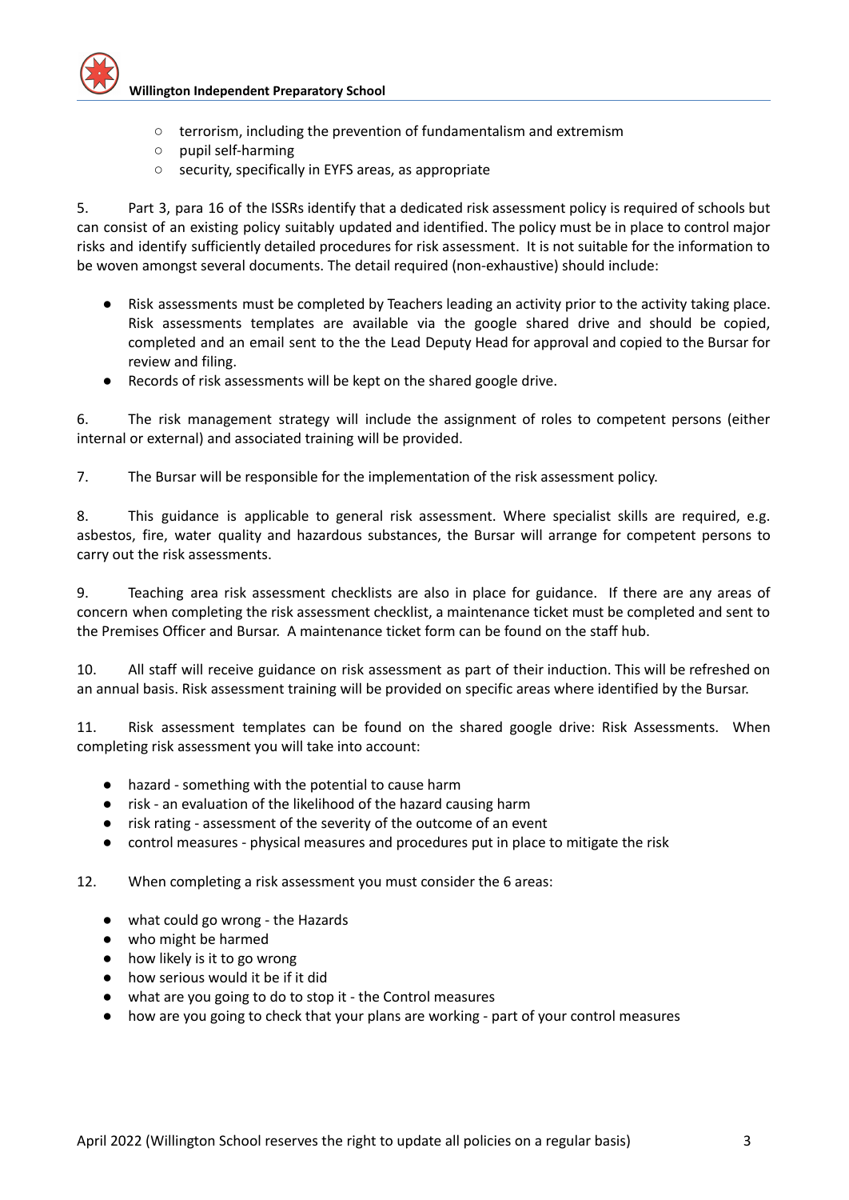- terrorism, including the prevention of fundamentalism and extremism
  - pupil self-harming
  - security, specifically in EYFS areas, as appropriate

5. Part 3, para 16 of the ISSRs identify that a dedicated risk assessment policy is required of schools but can consist of an existing policy suitably updated and identified. The policy must be in place to control major risks and identify sufficiently detailed procedures for risk assessment. It is not suitable for the information to be woven amongst several documents. The detail required (non-exhaustive) should include:

- Risk assessments must be completed by Teachers leading an activity prior to the activity taking place. Risk assessments templates are available via the google shared drive and should be copied, completed and an email sent to the the Lead Deputy Head for approval and copied to the Bursar for review and filing.
- Records of risk assessments will be kept on the shared google drive.

6. The risk management strategy will include the assignment of roles to competent persons (either internal or external) and associated training will be provided.

7. The Bursar will be responsible for the implementation of the risk assessment policy.

8. This guidance is applicable to general risk assessment. Where specialist skills are required, e.g. asbestos, fire, water quality and hazardous substances, the Bursar will arrange for competent persons to carry out the risk assessments.

9. Teaching area risk assessment checklists are also in place for guidance. If there are any areas of concern when completing the risk assessment checklist, a maintenance ticket must be completed and sent to the Premises Officer and Bursar. A maintenance ticket form can be found on the staff hub.

10. All staff will receive guidance on risk assessment as part of their induction. This will be refreshed on an annual basis. Risk assessment training will be provided on specific areas where identified by the Bursar.

11. Risk assessment templates can be found on the shared google drive: Risk Assessments. When completing risk assessment you will take into account:

- hazard - something with the potential to cause harm
- risk - an evaluation of the likelihood of the hazard causing harm
- risk rating - assessment of the severity of the outcome of an event
- control measures - physical measures and procedures put in place to mitigate the risk

12. When completing a risk assessment you must consider the 6 areas:

- what could go wrong - the Hazards
- who might be harmed
- how likely is it to go wrong
- how serious would it be if it did
- what are you going to do to stop it - the Control measures
- how are you going to check that your plans are working - part of your control measures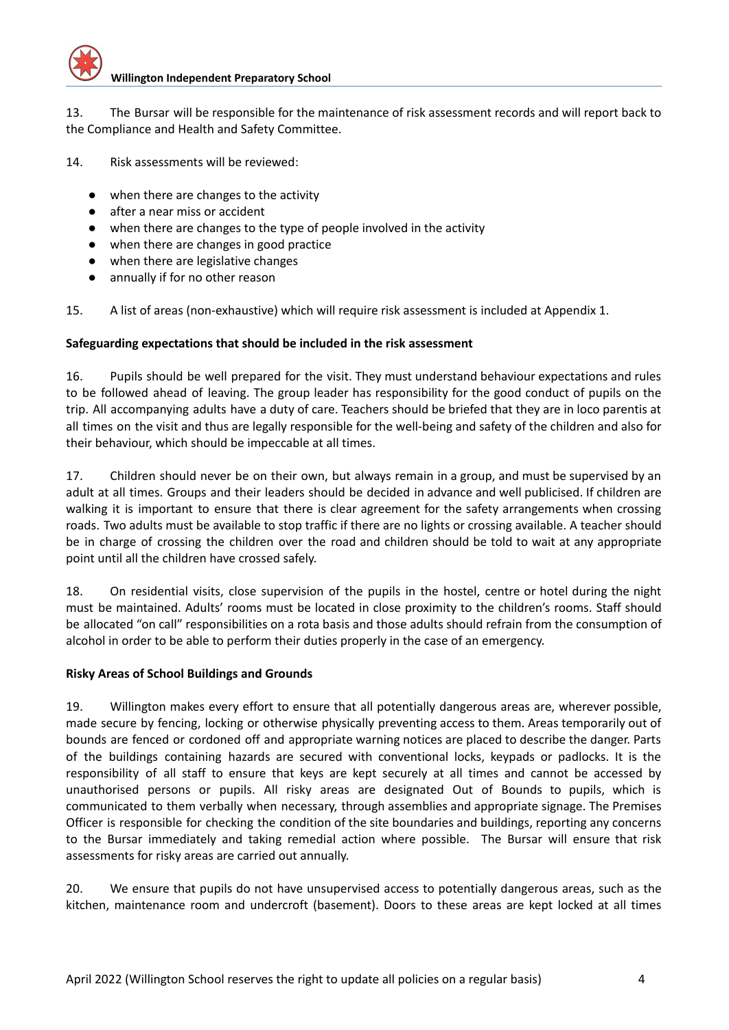13. The Bursar will be responsible for the maintenance of risk assessment records and will report back to the Compliance and Health and Safety Committee.

14. Risk assessments will be reviewed:

- when there are changes to the activity
- after a near miss or accident
- when there are changes to the type of people involved in the activity
- when there are changes in good practice
- when there are legislative changes
- annually if for no other reason

15. A list of areas (non-exhaustive) which will require risk assessment is included at Appendix 1.

**Safeguarding expectations that should be included in the risk assessment**

16. Pupils should be well prepared for the visit. They must understand behaviour expectations and rules to be followed ahead of leaving. The group leader has responsibility for the good conduct of pupils on the trip. All accompanying adults have a duty of care. Teachers should be briefed that they are in loco parentis at all times on the visit and thus are legally responsible for the well-being and safety of the children and also for their behaviour, which should be impeccable at all times.

17. Children should never be on their own, but always remain in a group, and must be supervised by an adult at all times. Groups and their leaders should be decided in advance and well publicised. If children are walking it is important to ensure that there is clear agreement for the safety arrangements when crossing roads. Two adults must be available to stop traffic if there are no lights or crossing available. A teacher should be in charge of crossing the children over the road and children should be told to wait at any appropriate point until all the children have crossed safely.

18. On residential visits, close supervision of the pupils in the hostel, centre or hotel during the night must be maintained. Adults' rooms must be located in close proximity to the children's rooms. Staff should be allocated "on call" responsibilities on a rota basis and those adults should refrain from the consumption of alcohol in order to be able to perform their duties properly in the case of an emergency.

**Risky Areas of School Buildings and Grounds**

19. Willington makes every effort to ensure that all potentially dangerous areas are, wherever possible, made secure by fencing, locking or otherwise physically preventing access to them. Areas temporarily out of bounds are fenced or cordoned off and appropriate warning notices are placed to describe the danger. Parts of the buildings containing hazards are secured with conventional locks, keypads or padlocks. It is the responsibility of all staff to ensure that keys are kept securely at all times and cannot be accessed by unauthorised persons or pupils. All risky areas are designated Out of Bounds to pupils, which is communicated to them verbally when necessary, through assemblies and appropriate signage. The Premises Officer is responsible for checking the condition of the site boundaries and buildings, reporting any concerns to the Bursar immediately and taking remedial action where possible. The Bursar will ensure that risk assessments for risky areas are carried out annually.

20. We ensure that pupils do not have unsupervised access to potentially dangerous areas, such as the kitchen, maintenance room and undercroft (basement). Doors to these areas are kept locked at all times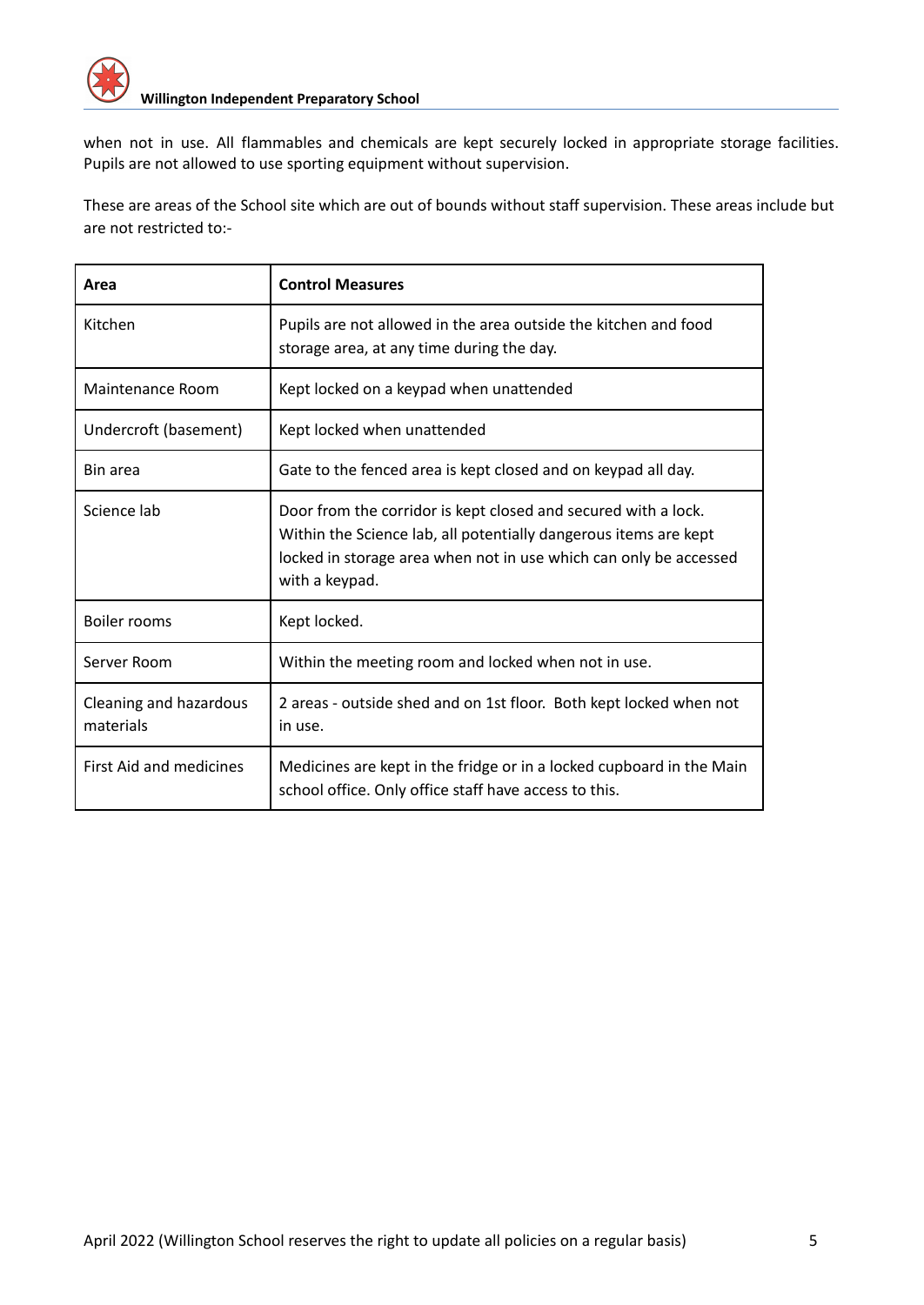when not in use. All flammables and chemicals are kept securely locked in appropriate storage facilities. Pupils are not allowed to use sporting equipment without supervision.

These are areas of the School site which are out of bounds without staff supervision. These areas include but are not restricted to:-

| Area | Control Measures |
|---|---|
| Kitchen | Pupils are not allowed in the area outside the kitchen and food storage area, at any time during the day. |
| Maintenance Room | Kept locked on a keypad when unattended |
| Undercroft (basement) | Kept locked when unattended |
| Bin area | Gate to the fenced area is kept closed and on keypad all day. |
| Science lab | Door from the corridor is kept closed and secured with a lock. Within the Science lab, all potentially dangerous items are kept locked in storage area when not in use which can only be accessed with a keypad. |
| Boiler rooms | Kept locked. |
| Server Room | Within the meeting room and locked when not in use. |
| Cleaning and hazardous materials | 2 areas - outside shed and on 1st floor. Both kept locked when not in use. |
| First Aid and medicines | Medicines are kept in the fridge or in a locked cupboard in the Main school office. Only office staff have access to this. |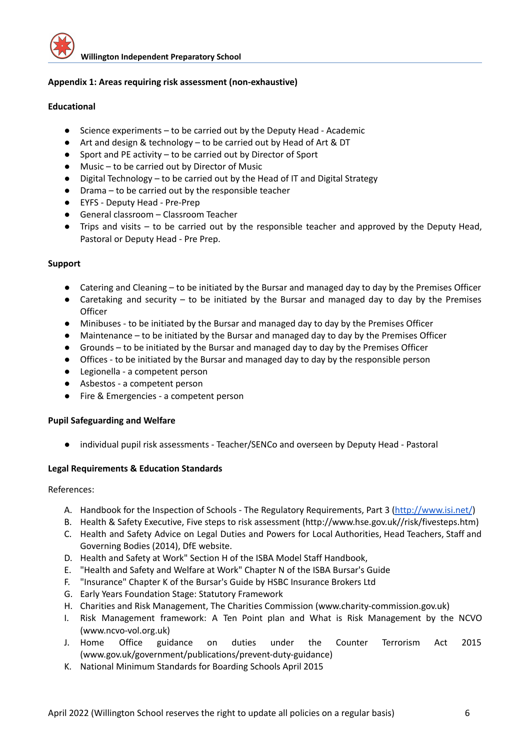### Appendix 1: Areas requiring risk assessment (non-exhaustive)

**Educational**

- Science experiments – to be carried out by the Deputy Head - Academic
- Art and design & technology – to be carried out by Head of Art & DT
- Sport and PE activity – to be carried out by Director of Sport
- Music – to be carried out by Director of Music
- Digital Technology – to be carried out by the Head of IT and Digital Strategy
- Drama – to be carried out by the responsible teacher
- EYFS - Deputy Head - Pre-Prep
- General classroom – Classroom Teacher
- Trips and visits – to be carried out by the responsible teacher and approved by the Deputy Head, Pastoral or Deputy Head - Pre Prep.

**Support**

- Catering and Cleaning – to be initiated by the Bursar and managed day to day by the Premises Officer
- Caretaking and security – to be initiated by the Bursar and managed day to day by the Premises Officer
- Minibuses - to be initiated by the Bursar and managed day to day by the Premises Officer
- Maintenance – to be initiated by the Bursar and managed day to day by the Premises Officer
- Grounds – to be initiated by the Bursar and managed day to day by the Premises Officer
- Offices - to be initiated by the Bursar and managed day to day by the responsible person
- Legionella - a competent person
- Asbestos - a competent person
- Fire & Emergencies - a competent person

**Pupil Safeguarding and Welfare**

- individual pupil risk assessments - Teacher/SENCo and overseen by Deputy Head - Pastoral

**Legal Requirements & Education Standards**

References:

A. Handbook for the Inspection of Schools - The Regulatory Requirements, Part 3 (http://www.isi.net/)
B. Health & Safety Executive, Five steps to risk assessment (http://www.hse.gov.uk//risk/fivesteps.htm)
C. Health and Safety Advice on Legal Duties and Powers for Local Authorities, Head Teachers, Staff and Governing Bodies (2014), DfE website.
D. Health and Safety at Work" Section H of the ISBA Model Staff Handbook,
E. "Health and Safety and Welfare at Work" Chapter N of the ISBA Bursar's Guide
F. "Insurance" Chapter K of the Bursar's Guide by HSBC Insurance Brokers Ltd
G. Early Years Foundation Stage: Statutory Framework
H. Charities and Risk Management, The Charities Commission (www.charity-commission.gov.uk)
I. Risk Management framework: A Ten Point plan and What is Risk Management by the NCVO (www.ncvo-vol.org.uk)
J. Home Office guidance on duties under the Counter Terrorism Act 2015 (www.gov.uk/government/publications/prevent-duty-guidance)
K. National Minimum Standards for Boarding Schools April 2015

April 2022 (Willington School reserves the right to update all policies on a regular basis)